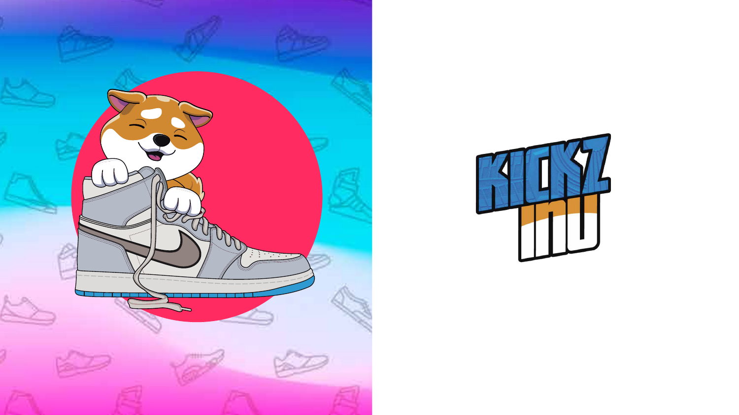# KICKZ INU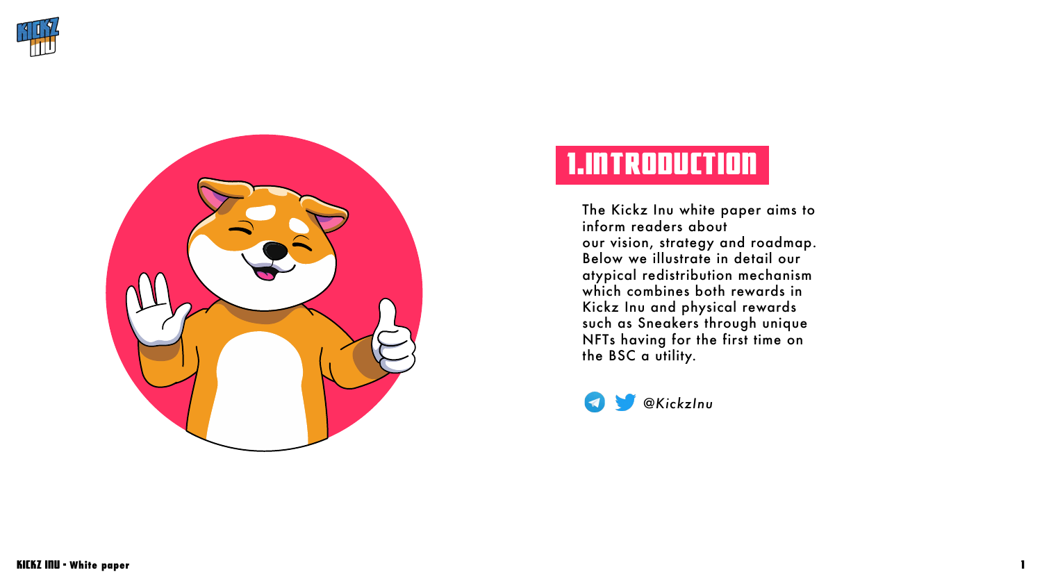# 1.INTRODUCTION

The Kickz Inu white paper aims to inform readers about our vision, strategy and roadmap. Below we illustrate in detail our atypical redistribution mechanism which combines both rewards in Kickz Inu and physical rewards such as Sneakers through unique NFTs having for the first time on the BSC a utility.

*@KickzInu*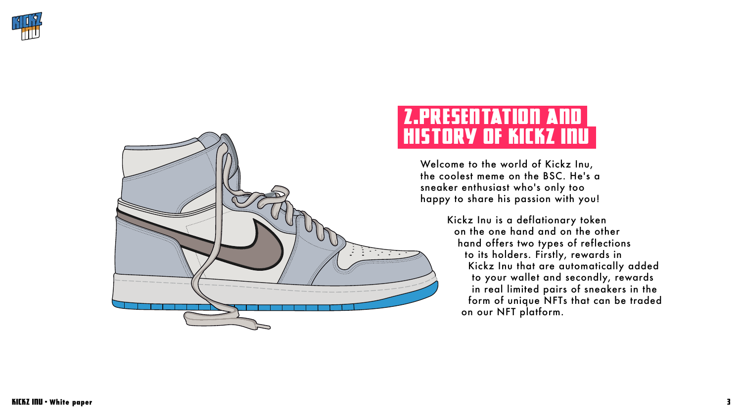## 2.PRESENTATION AND HISTORY OF KICKZ INU

Welcome to the world of Kickz Inu, the coolest meme on the BSC. He's a sneaker enthusiast who's only too happy to share his passion with you!

Kickz Inu is a deflationary token on the one hand and on the other hand offers two types of reflections to its holders. Firstly, rewards in Kickz Inu that are automatically added to your wallet and secondly, rewards in real limited pairs of sneakers in the form of unique NFTs that can be traded on our NFT platform.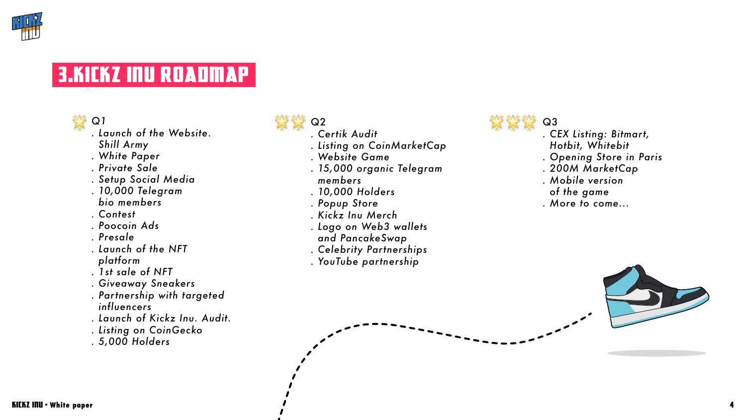# 3.KICKZ INU ROADMAP

## Q1

- Launch of the Website. Shill Army
- White Paper
- Private Sale
- Setup Social Media
- 10,000 Telegram bio members
- Contest
- Poocoin Ads
- Presale
- Launch of the NFT platform
- 1st sale of NFT
- Giveaway Sneakers
- Partnership with targeted influencers
- Launch of Kickz Inu. Audit.
- Listing on CoinGecko
- 5,000 Holders

## Q2

- Certik Audit
- Listing on CoinMarketCap
- Website Game
- 15,000 organic Telegram members
- 10,000 Holders
- Popup Store
- Kickz Inu Merch
- Logo on Web3 wallets and PancakeSwap
- Celebrity Partnerships
- YouTube partnership

## Q3

- CEX Listing: Bitmart, Hotbit, Whitebit
- Opening Store in Paris
- 200M MarketCap
- Mobile version of the game
- More to come...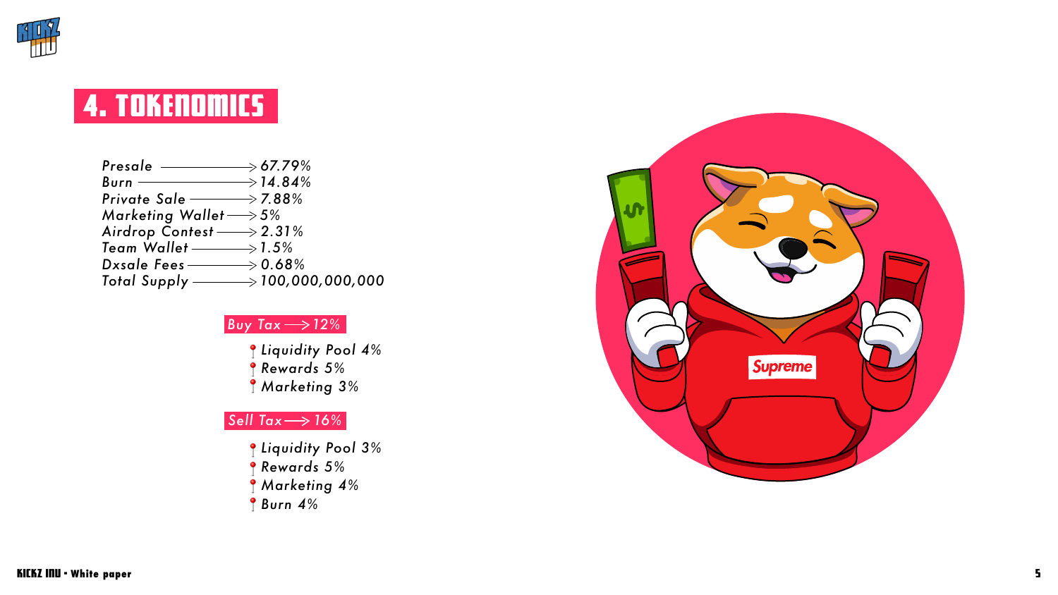# 4. TOKENOMICS

*Presale ⟶ 67.79%*
*Burn ⟶ 14.84%*
*Private Sale ⟶ 7.88%*
*Marketing Wallet ⟶ 5%*
*Airdrop Contest ⟶ 2.31%*
*Team Wallet ⟶ 1.5%*
*Dxsale Fees ⟶ 0.68%*
*Total Supply ⟶ 100,000,000,000*

## *Buy Tax ⟶ 12%*

- *Liquidity Pool 4%*
- *Rewards 5%*
- *Marketing 3%*

## *Sell Tax ⟶ 16%*

- *Liquidity Pool 3%*
- *Rewards 5%*
- *Marketing 4%*
- *Burn 4%*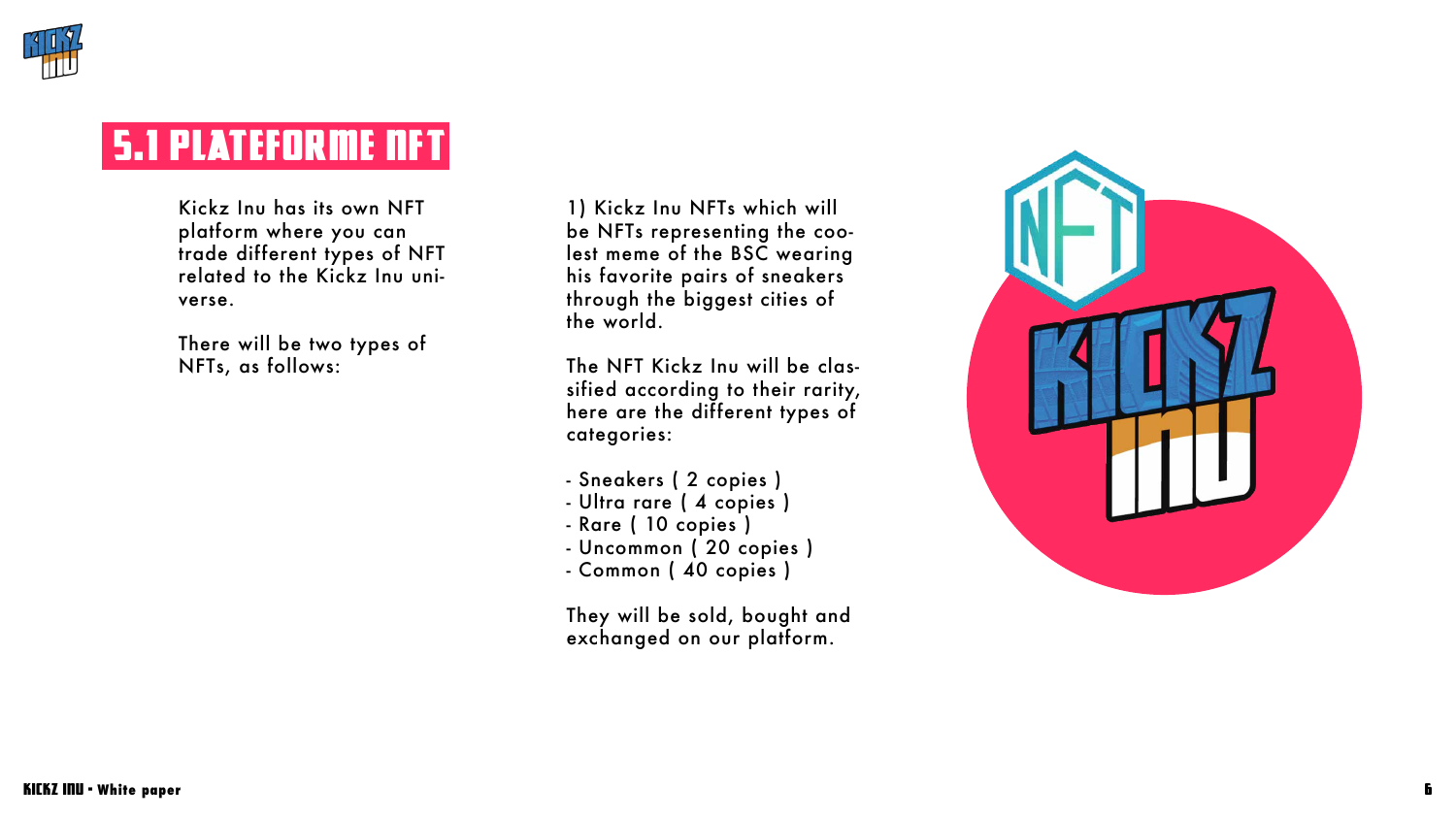## 5.1 PLATEFORME NFT

Kickz Inu has its own NFT platform where you can trade different types of NFT related to the Kickz Inu universe.

There will be two types of NFTs, as follows:

1) Kickz Inu NFTs which will be NFTs representing the coolest meme of the BSC wearing his favorite pairs of sneakers through the biggest cities of the world.

The NFT Kickz Inu will be classified according to their rarity, here are the different types of categories:

- Sneakers ( 2 copies )
- Ultra rare ( 4 copies )
- Rare ( 10 copies )
- Uncommon ( 20 copies )
- Common ( 40 copies )

They will be sold, bought and exchanged on our platform.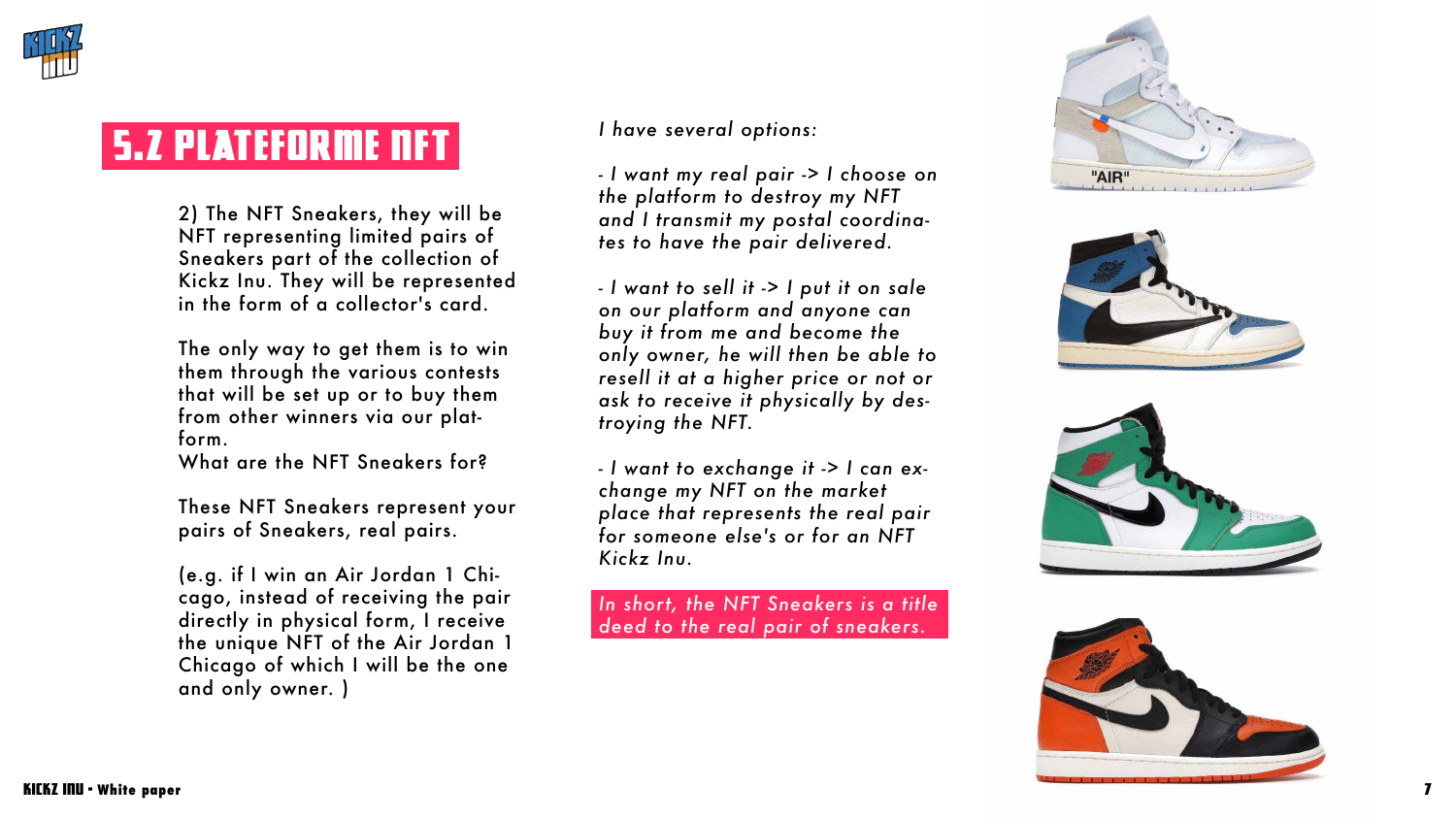## 5.2 PLATEFORME NFT

2) The NFT Sneakers, they will be NFT representing limited pairs of Sneakers part of the collection of Kickz Inu. They will be represented in the form of a collector's card.

The only way to get them is to win them through the various contests that will be set up or to buy them from other winners via our platform.
What are the NFT Sneakers for?

These NFT Sneakers represent your pairs of Sneakers, real pairs.

(e.g. if I win an Air Jordan 1 Chicago, instead of receiving the pair directly in physical form, I receive the unique NFT of the Air Jordan 1 Chicago of which I will be the one and only owner. )

*I have several options:*

*- I want my real pair -> I choose on the platform to destroy my NFT and I transmit my postal coordinates to have the pair delivered.*

*- I want to sell it -> I put it on sale on our platform and anyone can buy it from me and become the only owner, he will then be able to resell it at a higher price or not or ask to receive it physically by destroying the NFT.*

*- I want to exchange it -> I can exchange my NFT on the market place that represents the real pair for someone else's or for an NFT Kickz Inu.*

*In short, the NFT Sneakers is a title deed to the real pair of sneakers.*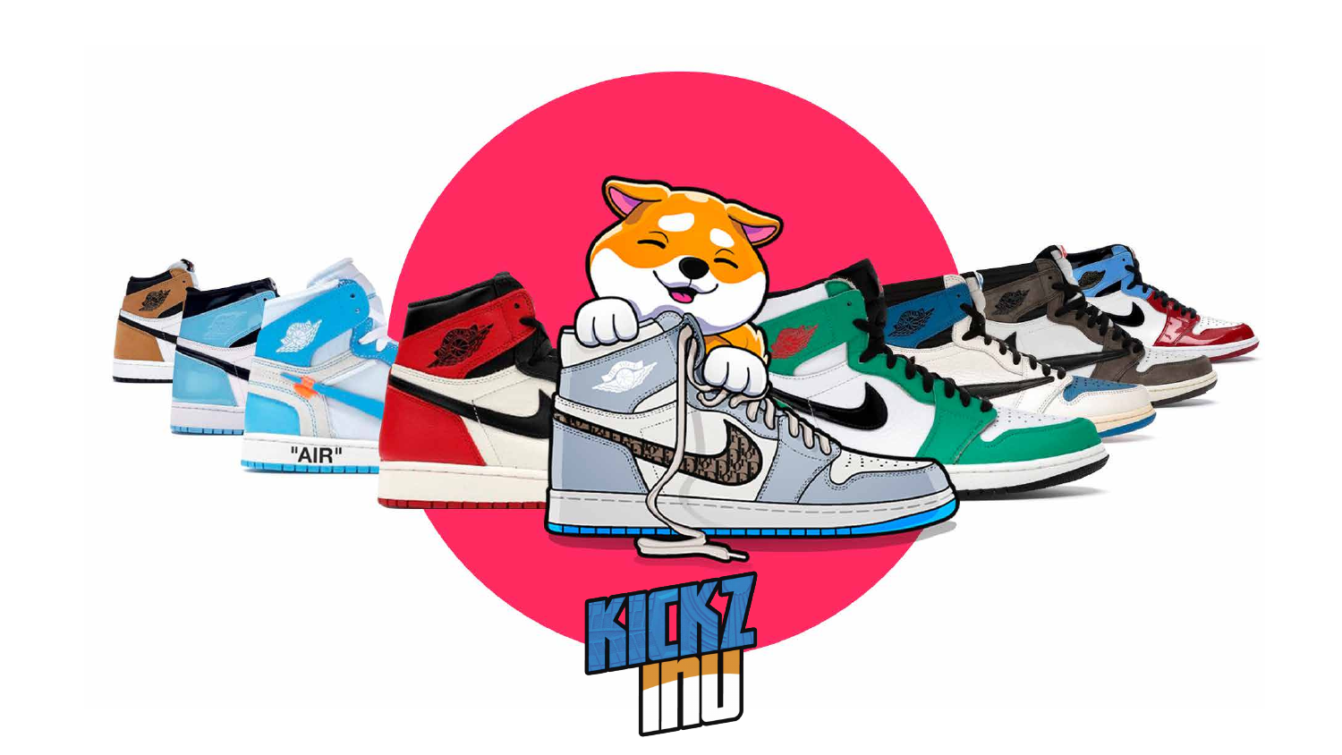KICKZ INU